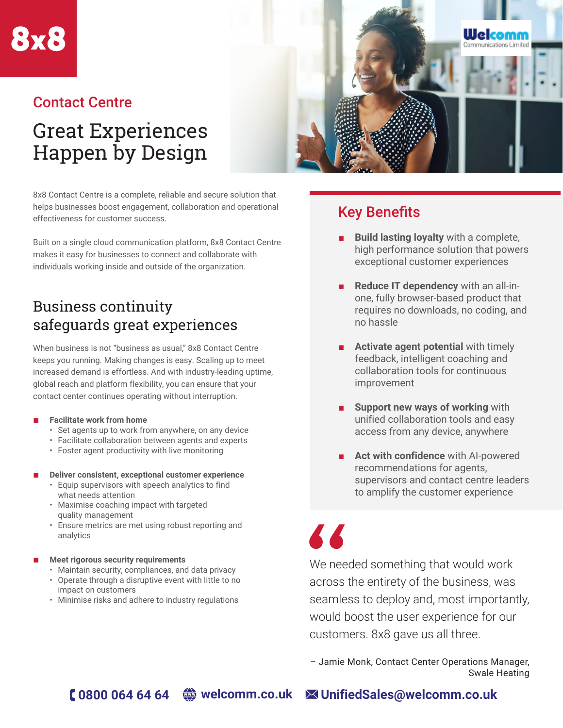8x8

## Contact Centre

# Great Experiences Happen by Design

8x8 Contact Centre is a complete, reliable and secure solution that helps businesses boost engagement, collaboration and operational effectiveness for customer success.

Built on a single cloud communication platform, 8x8 Contact Centre makes it easy for businesses to connect and collaborate with individuals working inside and outside of the organization.

## Business continuity safeguards great experiences

When business is not "business as usual," 8x8 Contact Centre keeps you running. Making changes is easy. Scaling up to meet increased demand is effortless. And with industry-leading uptime, global reach and platform flexibility, you can ensure that your contact center continues operating without interruption.

- **Facilitate work from home**
  - Set agents up to work from anywhere, on any device
  - Facilitate collaboration between agents and experts
  - Foster agent productivity with live monitoring
- **Deliver consistent, exceptional customer experience**
  - Equip supervisors with speech analytics to find what needs attention
  - Maximise coaching impact with targeted quality management
  - Ensure metrics are met using robust reporting and analytics
- **Meet rigorous security requirements**
  - Maintain security, compliances, and data privacy
  - Operate through a disruptive event with little to no impact on customers
  - Minimise risks and adhere to industry regulations

## Key Benefits

- **Build lasting loyalty** with a complete, high performance solution that powers exceptional customer experiences
- **Reduce IT dependency** with an all-in-one, fully browser-based product that requires no downloads, no coding, and no hassle
- **Activate agent potential** with timely feedback, intelligent coaching and collaboration tools for continuous improvement
- **Support new ways of working** with unified collaboration tools and easy access from any device, anywhere
- **Act with confidence** with AI-powered recommendations for agents, supervisors and contact centre leaders to amplify the customer experience

> We needed something that would work across the entirety of the business, was seamless to deploy and, most importantly, would boost the user experience for our customers. 8x8 gave us all three.
>
> – Jamie Monk, Contact Center Operations Manager, Swale Heating

Welcomm Communications Limited

0800 064 64 64 | welcomm.co.uk | UnifiedSales@welcomm.co.uk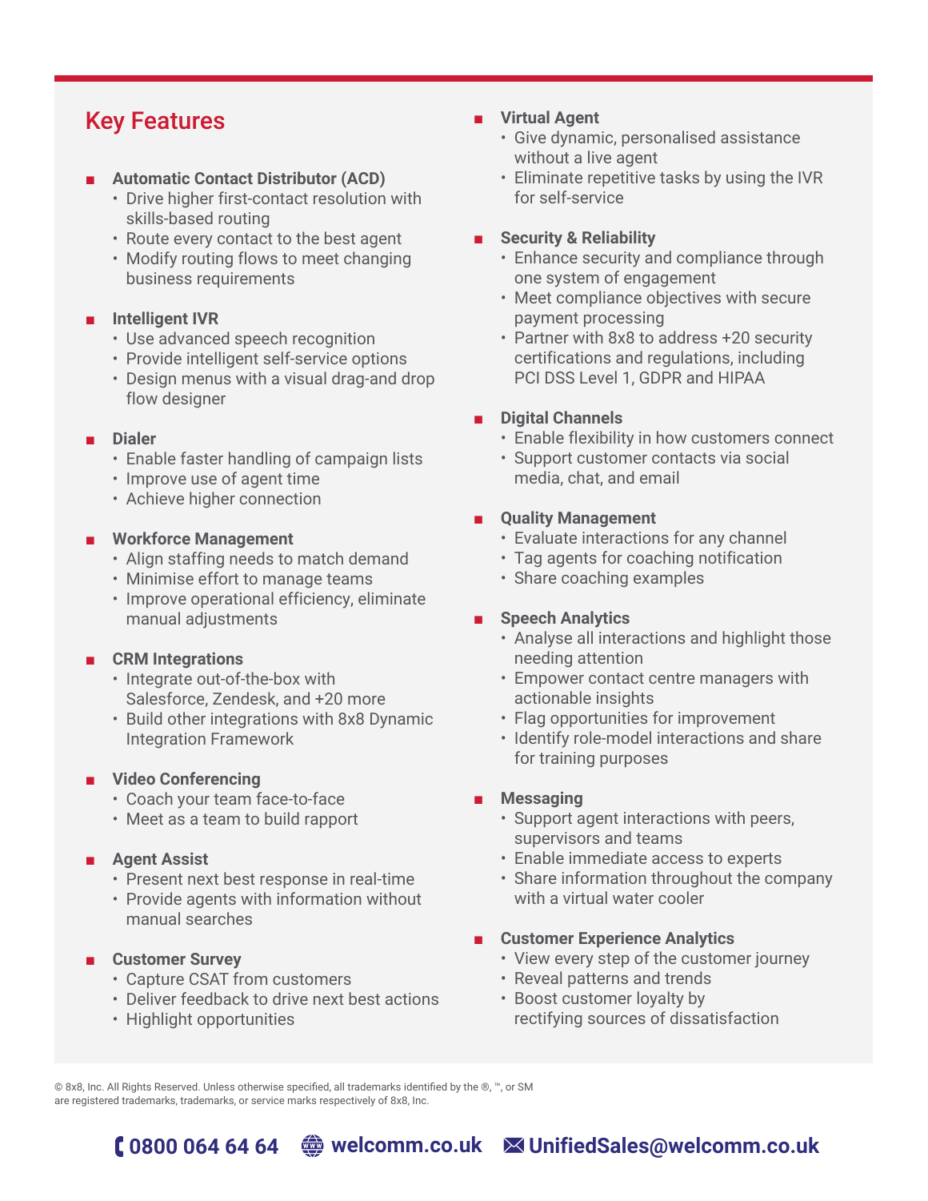## Key Features

- **Automatic Contact Distributor (ACD)**
  - Drive higher first-contact resolution with skills-based routing
  - Route every contact to the best agent
  - Modify routing flows to meet changing business requirements

- **Intelligent IVR**
  - Use advanced speech recognition
  - Provide intelligent self-service options
  - Design menus with a visual drag-and drop flow designer

- **Dialer**
  - Enable faster handling of campaign lists
  - Improve use of agent time
  - Achieve higher connection

- **Workforce Management**
  - Align staffing needs to match demand
  - Minimise effort to manage teams
  - Improve operational efficiency, eliminate manual adjustments

- **CRM Integrations**
  - Integrate out-of-the-box with Salesforce, Zendesk, and +20 more
  - Build other integrations with 8x8 Dynamic Integration Framework

- **Video Conferencing**
  - Coach your team face-to-face
  - Meet as a team to build rapport

- **Agent Assist**
  - Present next best response in real-time
  - Provide agents with information without manual searches

- **Customer Survey**
  - Capture CSAT from customers
  - Deliver feedback to drive next best actions
  - Highlight opportunities

- **Virtual Agent**
  - Give dynamic, personalised assistance without a live agent
  - Eliminate repetitive tasks by using the IVR for self-service

- **Security & Reliability**
  - Enhance security and compliance through one system of engagement
  - Meet compliance objectives with secure payment processing
  - Partner with 8x8 to address +20 security certifications and regulations, including PCI DSS Level 1, GDPR and HIPAA

- **Digital Channels**
  - Enable flexibility in how customers connect
  - Support customer contacts via social media, chat, and email

- **Quality Management**
  - Evaluate interactions for any channel
  - Tag agents for coaching notification
  - Share coaching examples

- **Speech Analytics**
  - Analyse all interactions and highlight those needing attention
  - Empower contact centre managers with actionable insights
  - Flag opportunities for improvement
  - Identify role-model interactions and share for training purposes

- **Messaging**
  - Support agent interactions with peers, supervisors and teams
  - Enable immediate access to experts
  - Share information throughout the company with a virtual water cooler

- **Customer Experience Analytics**
  - View every step of the customer journey
  - Reveal patterns and trends
  - Boost customer loyalty by rectifying sources of dissatisfaction

© 8x8, Inc. All Rights Reserved. Unless otherwise specified, all trademarks identified by the ®, ™, or SM are registered trademarks, trademarks, or service marks respectively of 8x8, Inc.

0800 064 64 64 welcomm.co.uk UnifiedSales@welcomm.co.uk